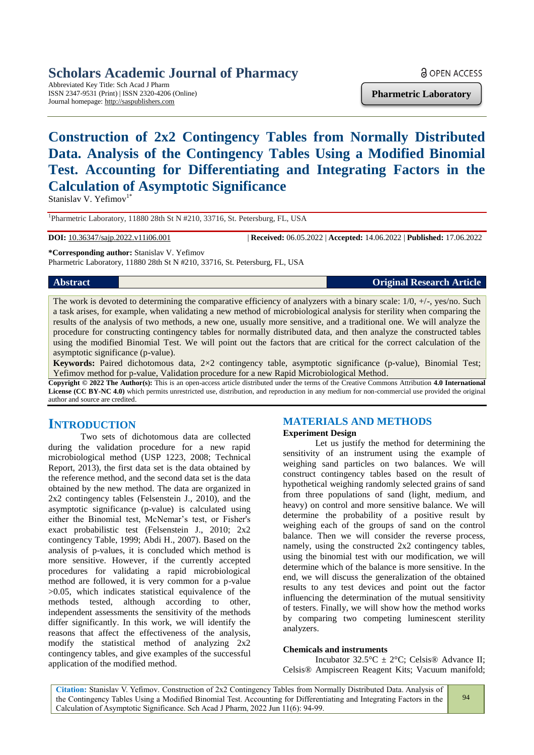# Scholars Academic Journal of Pharmacy

Abbreviated Key Title: Sch Acad J Pharm
ISSN 2347-9531 (Print) | ISSN 2320-4206 (Online)
Journal homepage: http://saspublishers.com

OPEN ACCESS

**Pharmetric Laboratory**

# Construction of 2x2 Contingency Tables from Normally Distributed Data. Analysis of the Contingency Tables Using a Modified Binomial Test. Accounting for Differentiating and Integrating Factors in the Calculation of Asymptotic Significance

Stanislav V. Yefimov[1*]

[1]Pharmetric Laboratory, 11880 28th St N #210, 33716, St. Petersburg, FL, USA

**DOI:** 10.36347/sajp.2022.v11i06.001 | **Received:** 06.05.2022 | **Accepted:** 14.06.2022 | **Published:** 17.06.2022

**\*Corresponding author:** Stanislav V. Yefimov
Pharmetric Laboratory, 11880 28th St N #210, 33716, St. Petersburg, FL, USA

**Abstract** — **Original Research Article**

The work is devoted to determining the comparative efficiency of analyzers with a binary scale: 1/0, +/-, yes/no. Such a task arises, for example, when validating a new method of microbiological analysis for sterility when comparing the results of the analysis of two methods, a new one, usually more sensitive, and a traditional one. We will analyze the procedure for constructing contingency tables for normally distributed data, and then analyze the constructed tables using the modified Binomial Test. We will point out the factors that are critical for the correct calculation of the asymptotic significance (p-value).

**Keywords:** Paired dichotomous data, 2×2 contingency table, asymptotic significance (p-value), Binomial Test; Yefimov method for p-value, Validation procedure for a new Rapid Microbiological Method.

**Copyright © 2022 The Author(s):** This is an open-access article distributed under the terms of the Creative Commons Attribution **4.0 International License (CC BY-NC 4.0)** which permits unrestricted use, distribution, and reproduction in any medium for non-commercial use provided the original author and source are credited.

## INTRODUCTION

Two sets of dichotomous data are collected during the validation procedure for a new rapid microbiological method (USP 1223, 2008; Technical Report, 2013), the first data set is the data obtained by the reference method, and the second data set is the data obtained by the new method. The data are organized in 2x2 contingency tables (Felsenstein J., 2010), and the asymptotic significance (p-value) is calculated using either the Binomial test, McNemar's test, or Fisher's exact probabilistic test (Felsenstein J., 2010; 2x2 contingency Table, 1999; Abdi H., 2007). Based on the analysis of p-values, it is concluded which method is more sensitive. However, if the currently accepted procedures for validating a rapid microbiological method are followed, it is very common for a p-value >0.05, which indicates statistical equivalence of the methods tested, although according to other, independent assessments the sensitivity of the methods differ significantly. In this work, we will identify the reasons that affect the effectiveness of the analysis, modify the statistical method of analyzing 2x2 contingency tables, and give examples of the successful application of the modified method.

## MATERIALS AND METHODS

### Experiment Design

Let us justify the method for determining the sensitivity of an instrument using the example of weighing sand particles on two balances. We will construct contingency tables based on the result of hypothetical weighing randomly selected grains of sand from three populations of sand (light, medium, and heavy) on control and more sensitive balance. We will determine the probability of a positive result by weighing each of the groups of sand on the control balance. Then we will consider the reverse process, namely, using the constructed 2x2 contingency tables, using the binomial test with our modification, we will determine which of the balance is more sensitive. In the end, we will discuss the generalization of the obtained results to any test devices and point out the factor influencing the determination of the mutual sensitivity of testers. Finally, we will show how the method works by comparing two competing luminescent sterility analyzers.

### Chemicals and instruments

Incubator 32.5°C ± 2°C; Celsis® Advance II; Celsis® Ampiscreen Reagent Kits; Vacuum manifold;

**Citation:** Stanislav V. Yefimov. Construction of 2x2 Contingency Tables from Normally Distributed Data. Analysis of the Contingency Tables Using a Modified Binomial Test. Accounting for Differentiating and Integrating Factors in the Calculation of Asymptotic Significance. Sch Acad J Pharm, 2022 Jun 11(6): 94-99.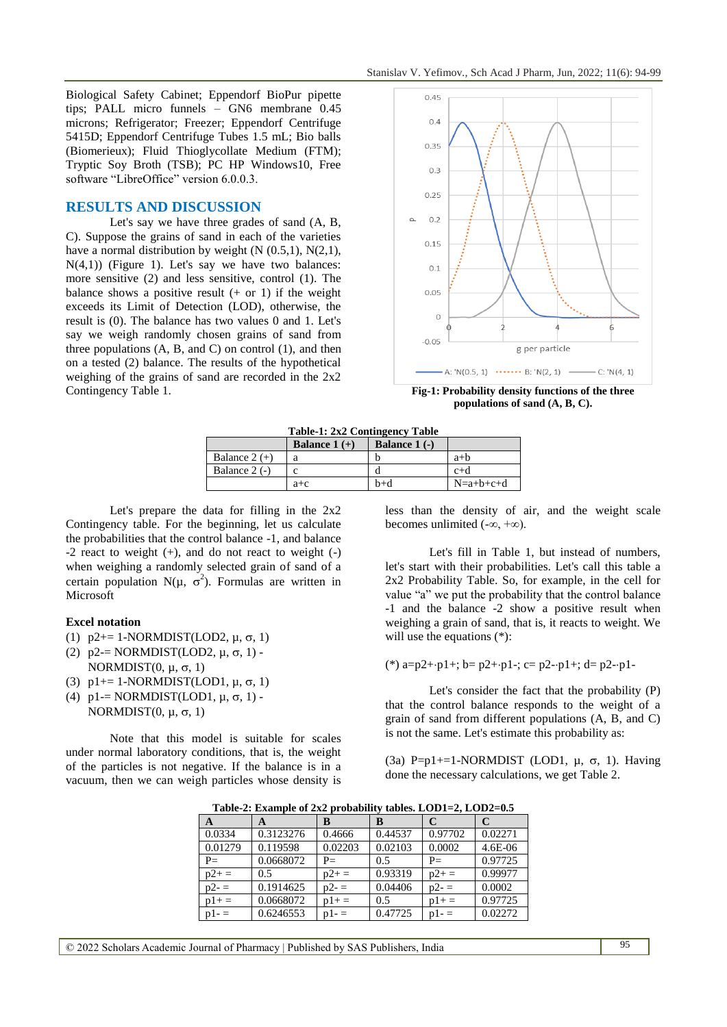Biological Safety Cabinet; Eppendorf BioPur pipette tips; PALL micro funnels – GN6 membrane 0.45 microns; Refrigerator; Freezer; Eppendorf Centrifuge 5415D; Eppendorf Centrifuge Tubes 1.5 mL; Bio balls (Biomerieux); Fluid Thioglycollate Medium (FTM); Tryptic Soy Broth (TSB); PC HP Windows10, Free software "LibreOffice" version 6.0.0.3.

## RESULTS AND DISCUSSION

Let's say we have three grades of sand (A, B, C). Suppose the grains of sand in each of the varieties have a normal distribution by weight (N (0.5,1), N(2,1), N(4,1)) (Figure 1). Let's say we have two balances: more sensitive (2) and less sensitive, control (1). The balance shows a positive result (+ or 1) if the weight exceeds its Limit of Detection (LOD), otherwise, the result is (0). The balance has two values 0 and 1. Let's say we weigh randomly chosen grains of sand from three populations (A, B, and C) on control (1), and then on a tested (2) balance. The results of the hypothetical weighing of the grains of sand are recorded in the 2x2 Contingency Table 1.

**Fig-1: Probability density functions of the three populations of sand (A, B, C).**

**Table-1: 2x2 Contingency Table**

| | Balance 1 (+) | Balance 1 (-) | |
|---|---|---|---|
| Balance 2 (+) | a | b | a+b |
| Balance 2 (-) | c | d | c+d |
| | a+c | b+d | N=a+b+c+d |

Let's prepare the data for filling in the 2x2 Contingency table. For the beginning, let us calculate the probabilities that the control balance -1, and balance -2 react to weight (+), and do not react to weight (-) when weighing a randomly selected grain of sand of a certain population N(μ, $\sigma^2$). Formulas are written in Microsoft

**Excel notation**

1. p2+= 1-NORMDIST(LOD2, μ, σ, 1)
2. p2-= NORMDIST(LOD2, μ, σ, 1) - NORMDIST(0, μ, σ, 1)
3. p1+= 1-NORMDIST(LOD1, μ, σ, 1)
4. p1-= NORMDIST(LOD1, μ, σ, 1) - NORMDIST(0, μ, σ, 1)

Note that this model is suitable for scales under normal laboratory conditions, that is, the weight of the particles is not negative. If the balance is in a vacuum, then we can weigh particles whose density is less than the density of air, and the weight scale becomes unlimited (-∞, +∞).

Let's fill in Table 1, but instead of numbers, let's start with their probabilities. Let's call this table a 2x2 Probability Table. So, for example, in the cell for value "a" we put the probability that the control balance -1 and the balance -2 show a positive result when weighing a grain of sand, that is, it reacts to weight. We will use the equations (*):

(*) a=p2+·p1+; b= p2+·p1-; c= p2-·p1+; d= p2-·p1-

Let's consider the fact that the probability (P) that the control balance responds to the weight of a grain of sand from different populations (A, B, and C) is not the same. Let's estimate this probability as:

(3a) P=p1+=1-NORMDIST (LOD1, μ, σ, 1). Having done the necessary calculations, we get Table 2.

**Table-2: Example of 2x2 probability tables. LOD1=2, LOD2=0.5**

| A | A | B | B | C | C |
|---|---|---|---|---|---|
| 0.0334 | 0.3123276 | 0.4666 | 0.44537 | 0.97702 | 0.02271 |
| 0.01279 | 0.119598 | 0.02203 | 0.02103 | 0.0002 | 4.6E-06 |
| P= | 0.0668072 | P= | 0.5 | P= | 0.97725 |
| p2+ = | 0.5 | p2+ = | 0.93319 | p2+ = | 0.99977 |
| p2- = | 0.1914625 | p2- = | 0.04406 | p2- = | 0.0002 |
| p1+ = | 0.0668072 | p1+ = | 0.5 | p1+ = | 0.97725 |
| p1- = | 0.6246553 | p1- = | 0.47725 | p1- = | 0.02272 |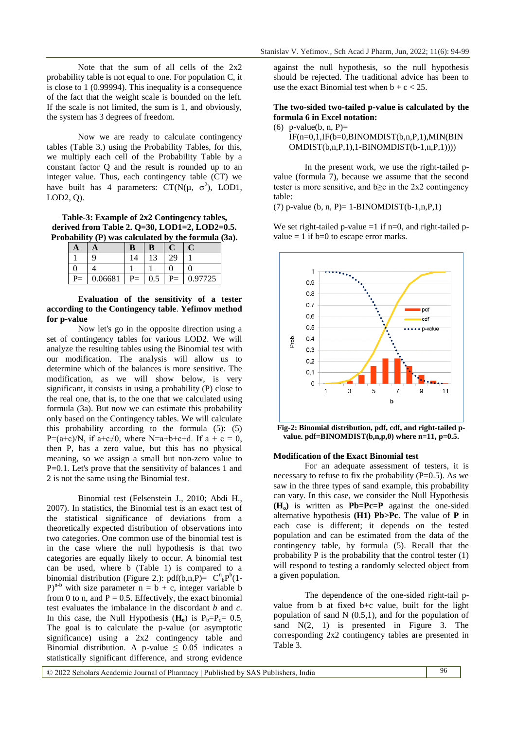Note that the sum of all cells of the 2x2 probability table is not equal to one. For population C, it is close to 1 (0.99994). This inequality is a consequence of the fact that the weight scale is bounded on the left. If the scale is not limited, the sum is 1, and obviously, the system has 3 degrees of freedom.

Now we are ready to calculate contingency tables (Table 3.) using the Probability Tables, for this, we multiply each cell of the Probability Table by a constant factor Q and the result is rounded up to an integer value. Thus, each contingency table (CT) we have built has 4 parameters: CT(N($\mu$, $\sigma^2$), LOD1, LOD2, Q).

**Table-3: Example of 2x2 Contingency tables, derived from Table 2. Q=30, LOD1=2, LOD2=0.5. Probability (P) was calculated by the formula (3a).**

| A | A | B | B | C | C |
|---|---|---|---|---|---|
| 1 | 9 | 14 | 13 | 29 | 1 |
| 0 | 4 | 1 | 1 | 0 | 0 |
| P= | 0.06681 | P= | 0.5 | P= | 0.97725 |

**Evaluation of the sensitivity of a tester according to the Contingency table**. **Yefimov method for p-value**

Now let's go in the opposite direction using a set of contingency tables for various LOD2. We will analyze the resulting tables using the Binomial test with our modification. The analysis will allow us to determine which of the balances is more sensitive. The modification, as we will show below, is very significant, it consists in using a probability (P) close to the real one, that is, to the one that we calculated using formula (3a). But now we can estimate this probability only based on the Contingency tables. We will calculate this probability according to the formula (5): (5) P=(a+c)/N, if a+c≠0, where N=a+b+c+d. If a + c = 0, then P, has a zero value, but this has no physical meaning, so we assign a small but non-zero value to P=0.1. Let's prove that the sensitivity of balances 1 and 2 is not the same using the Binomial test.

Binomial test (Felsenstein J., 2010; Abdi H., 2007). In statistics, the Binomial test is an exact test of the statistical significance of deviations from a theoretically expected distribution of observations into two categories. One common use of the binomial test is in the case where the null hypothesis is that two categories are equally likely to occur. A binomial test can be used, where b (Table 1) is compared to a binomial distribution (Figure 2.): pdf(b,n,P)= $C^n_b P^b (1-P)^{n-b}$ with size parameter n = b + c, integer variable b from 0 to n, and P = 0.5. Effectively, the exact binomial test evaluates the imbalance in the discordant *b* and *c*. In this case, the Null Hypothesis (**$H_o$**) is $P_b$=$P_c$= 0.5. The goal is to calculate the p-value (or asymptotic significance) using a 2x2 contingency table and Binomial distribution. A p-value ≤ 0.05 indicates a statistically significant difference, and strong evidence against the null hypothesis, so the null hypothesis should be rejected. The traditional advice has been to use the exact Binomial test when b + c < 25.

**The two-sided two-tailed p-value is calculated by the formula 6 in Excel notation:**

(6) p-value(b, n, P)=
IF(n=0,1,IF(b=0,BINOMDIST(b,n,P,1),MIN(BINOMDIST(b,n,P,1),1-BINOMDIST(b-1,n,P,1))))

In the present work, we use the right-tailed p-value (formula 7), because we assume that the second tester is more sensitive, and b≥c in the 2x2 contingency table:

(7) p-value (b, n, P)= 1-BINOMDIST(b-1,n,P,1)

We set right-tailed p-value =1 if n=0, and right-tailed p-value = 1 if b=0 to escape error marks.

**Fig-2: Binomial distribution, pdf, cdf, and right-tailed p-value. pdf=BINOMDIST(b,n,p,0) where n=11, p=0.5.**

**Modification of the Exact Binomial test**

For an adequate assessment of testers, it is necessary to refuse to fix the probability (P=0.5). As we saw in the three types of sand example, this probability can vary. In this case, we consider the Null Hypothesis **($H_o$)** is written as **Pb=Pc=P** against the one-sided alternative hypothesis **(H1) Pb>Pc**. The value of **P** in each case is different; it depends on the tested population and can be estimated from the data of the contingency table, by formula (5). Recall that the probability P is the probability that the control tester (1) will respond to testing a randomly selected object from a given population.

The dependence of the one-sided right-tail p-value from b at fixed b+c value, built for the light population of sand N (0.5,1), and for the population of sand N(2, 1) is presented in Figure 3. The corresponding 2x2 contingency tables are presented in Table 3.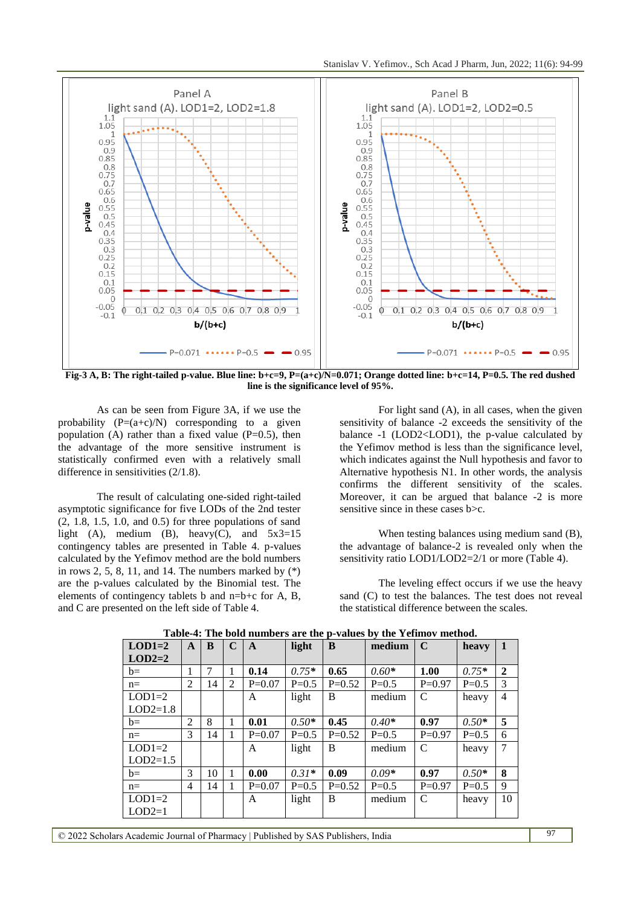Fig-3 A, B: The right-tailed p-value. Blue line: b+c=9, P=(a+c)/N=0.071; Orange dotted line: b+c=14, P=0.5. The red dushed line is the significance level of 95%.

As can be seen from Figure 3A, if we use the probability (P=(a+c)/N) corresponding to a given population (A) rather than a fixed value (P=0.5), then the advantage of the more sensitive instrument is statistically confirmed even with a relatively small difference in sensitivities (2/1.8).

The result of calculating one-sided right-tailed asymptotic significance for five LODs of the 2nd tester (2, 1.8, 1.5, 1.0, and 0.5) for three populations of sand light (A), medium (B), heavy(C), and 5x3=15 contingency tables are presented in Table 4. p-values calculated by the Yefimov method are the bold numbers in rows 2, 5, 8, 11, and 14. The numbers marked by (*) are the p-values calculated by the Binomial test. The elements of contingency tablets b and n=b+c for A, B, and C are presented on the left side of Table 4.

For light sand (A), in all cases, when the given sensitivity of balance -2 exceeds the sensitivity of the balance -1 (LOD2<LOD1), the p-value calculated by the Yefimov method is less than the significance level, which indicates against the Null hypothesis and favor to Alternative hypothesis N1. In other words, the analysis confirms the different sensitivity of the scales. Moreover, it can be argued that balance -2 is more sensitive since in these cases b>c.

When testing balances using medium sand (B), the advantage of balance-2 is revealed only when the sensitivity ratio LOD1/LOD2=2/1 or more (Table 4).

The leveling effect occurs if we use the heavy sand (C) to test the balances. The test does not reveal the statistical difference between the scales.

**Table-4: The bold numbers are the p-values by the Yefimov method.**

| LOD1=2 LOD2=2 | A | B | C | A | light | B | medium | C | heavy | 1 |
|---|---|---|---|---|---|---|---|---|---|---|
| b= | 1 | 7 | 1 | **0.14** | *0.75** | **0.65** | *0.60** | **1.00** | *0.75** | **2** |
| n= | 2 | 14 | 2 | P=0.07 | P=0.5 | P=0.52 | P=0.5 | P=0.97 | P=0.5 | 3 |
| LOD1=2 LOD2=1.8 | | | | A | light | B | medium | C | heavy | 4 |
| b= | 2 | 8 | 1 | **0.01** | *0.50** | **0.45** | *0.40** | **0.97** | *0.50** | **5** |
| n= | 3 | 14 | 1 | P=0.07 | P=0.5 | P=0.52 | P=0.5 | P=0.97 | P=0.5 | 6 |
| LOD1=2 LOD2=1.5 | | | | A | light | B | medium | C | heavy | 7 |
| b= | 3 | 10 | 1 | **0.00** | *0.31** | **0.09** | *0.09** | **0.97** | *0.50** | **8** |
| n= | 4 | 14 | 1 | P=0.07 | P=0.5 | P=0.52 | P=0.5 | P=0.97 | P=0.5 | 9 |
| LOD1=2 LOD2=1 | | | | A | light | B | medium | C | heavy | 10 |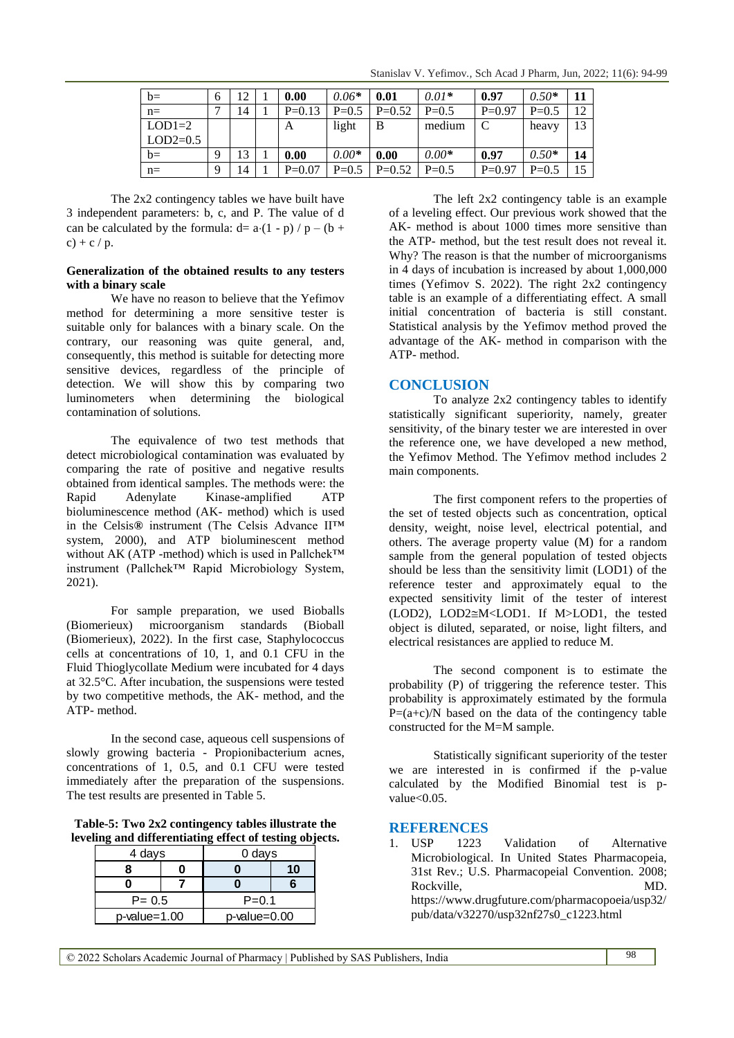| b= | 6 | 12 | 1 | **0.00** | *0.06** | **0.01** | *0.01** | **0.97** | *0.50** | **11** |
|---|---|---|---|---|---|---|---|---|---|---|
| n= | 7 | 14 | 1 | P=0.13 | P=0.5 | P=0.52 | P=0.5 | P=0.97 | P=0.5 | 12 |
| LOD1=2 LOD2=0.5 | | | | A | light | B | medium | C | heavy | 13 |
| b= | 9 | 13 | 1 | **0.00** | *0.00** | **0.00** | *0.00** | **0.97** | *0.50** | **14** |
| n= | 9 | 14 | 1 | P=0.07 | P=0.5 | P=0.52 | P=0.5 | P=0.97 | P=0.5 | 15 |

The 2x2 contingency tables we have built have 3 independent parameters: b, c, and P. The value of d can be calculated by the formula: $d = a \cdot (1 - p) / p - (b + c) + c / p$.

**Generalization of the obtained results to any testers with a binary scale**

We have no reason to believe that the Yefimov method for determining a more sensitive tester is suitable only for balances with a binary scale. On the contrary, our reasoning was quite general, and, consequently, this method is suitable for detecting more sensitive devices, regardless of the principle of detection. We will show this by comparing two luminometers when determining the biological contamination of solutions.

The equivalence of two test methods that detect microbiological contamination was evaluated by comparing the rate of positive and negative results obtained from identical samples. The methods were: the Rapid Adenylate Kinase-amplified ATP bioluminescence method (AK- method) which is used in the Celsis® instrument (The Celsis Advance II™ system, 2000), and ATP bioluminescent method without AK (ATP -method) which is used in Pallchek™ instrument (Pallchek™ Rapid Microbiology System, 2021).

For sample preparation, we used Bioballs (Biomerieux) microorganism standards (Bioball (Biomerieux), 2022). In the first case, Staphylococcus cells at concentrations of 10, 1, and 0.1 CFU in the Fluid Thioglycollate Medium were incubated for 4 days at 32.5°C. After incubation, the suspensions were tested by two competitive methods, the AK- method, and the ATP- method.

In the second case, aqueous cell suspensions of slowly growing bacteria - Propionibacterium acnes, concentrations of 1, 0.5, and 0.1 CFU were tested immediately after the preparation of the suspensions. The test results are presented in Table 5.

**Table-5: Two 2x2 contingency tables illustrate the leveling and differentiating effect of testing objects.**

| 4 days | | 0 days | |
|---|---|---|---|
| **8** | **0** | **0** | **10** |
| **0** | **7** | **0** | **6** |
| P= 0.5 | | P=0.1 | |
| p-value=1.00 | | p-value=0.00 | |

The left 2x2 contingency table is an example of a leveling effect. Our previous work showed that the AK- method is about 1000 times more sensitive than the ATP- method, but the test result does not reveal it. Why? The reason is that the number of microorganisms in 4 days of incubation is increased by about 1,000,000 times (Yefimov S. 2022). The right 2x2 contingency table is an example of a differentiating effect. A small initial concentration of bacteria is still constant. Statistical analysis by the Yefimov method proved the advantage of the AK- method in comparison with the ATP- method.

## CONCLUSION

To analyze 2x2 contingency tables to identify statistically significant superiority, namely, greater sensitivity, of the binary tester we are interested in over the reference one, we have developed a new method, the Yefimov Method. The Yefimov method includes 2 main components.

The first component refers to the properties of the set of tested objects such as concentration, optical density, weight, noise level, electrical potential, and others. The average property value (M) for a random sample from the general population of tested objects should be less than the sensitivity limit (LOD1) of the reference tester and approximately equal to the expected sensitivity limit of the tester of interest (LOD2), LOD2≅M<LOD1. If M>LOD1, the tested object is diluted, separated, or noise, light filters, and electrical resistances are applied to reduce M.

The second component is to estimate the probability (P) of triggering the reference tester. This probability is approximately estimated by the formula $P=(a+c)/N$ based on the data of the contingency table constructed for the M=M sample.

Statistically significant superiority of the tester we are interested in is confirmed if the p-value calculated by the Modified Binomial test is p-value<0.05.

## REFERENCES

1. USP 1223 Validation of Alternative Microbiological. In United States Pharmacopeia, 31st Rev.; U.S. Pharmacopeial Convention. 2008; Rockville, MD. https://www.drugfuture.com/pharmacopoeia/usp32/pub/data/v32270/usp32nf27s0_c1223.html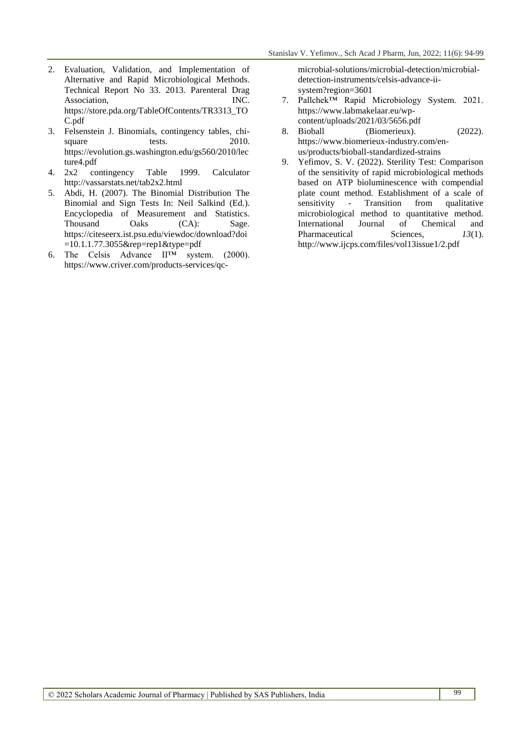2. Evaluation, Validation, and Implementation of Alternative and Rapid Microbiological Methods. Technical Report No 33. 2013. Parenteral Drag Association, INC. https://store.pda.org/TableOfContents/TR3313_TOC.pdf
3. Felsenstein J. Binomials, contingency tables, chi-square tests. 2010. https://evolution.gs.washington.edu/gs560/2010/lecture4.pdf
4. 2x2 contingency Table 1999. Calculator http://vassarstats.net/tab2x2.html
5. Abdi, H. (2007). The Binomial Distribution The Binomial and Sign Tests In: Neil Salkind (Ed.). Encyclopedia of Measurement and Statistics. Thousand Oaks (CA): Sage. https://citeseerx.ist.psu.edu/viewdoc/download?doi=10.1.1.77.3055&rep=rep1&type=pdf
6. The Celsis Advance II™ system. (2000). https://www.criver.com/products-services/qc-microbial-solutions/microbial-detection/microbial-detection-instruments/celsis-advance-ii-system?region=3601
7. Pallchek™ Rapid Microbiology System. 2021. https://www.labmakelaar.eu/wp-content/uploads/2021/03/5656.pdf
8. Bioball (Biomerieux). (2022). https://www.biomerieux-industry.com/en-us/products/bioball-standardized-strains
9. Yefimov, S. V. (2022). Sterility Test: Comparison of the sensitivity of rapid microbiological methods based on ATP bioluminescence with compendial plate count method. Establishment of a scale of sensitivity - Transition from qualitative microbiological method to quantitative method. International Journal of Chemical and Pharmaceutical Sciences, *13*(1). http://www.ijcps.com/files/vol13issue1/2.pdf